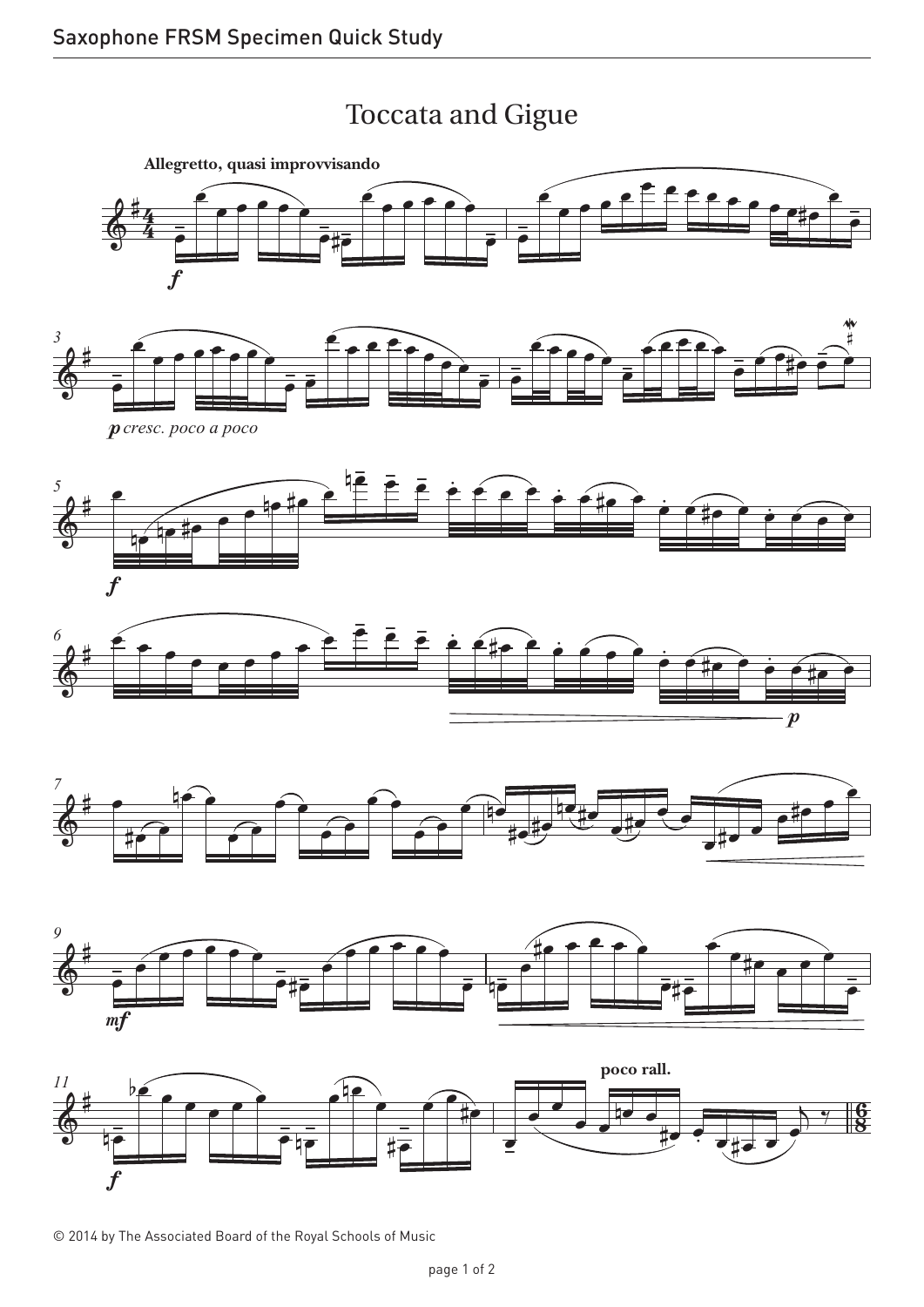# Toccata and Gigue

© 2014 by The Associated Board of the Royal Schools of Music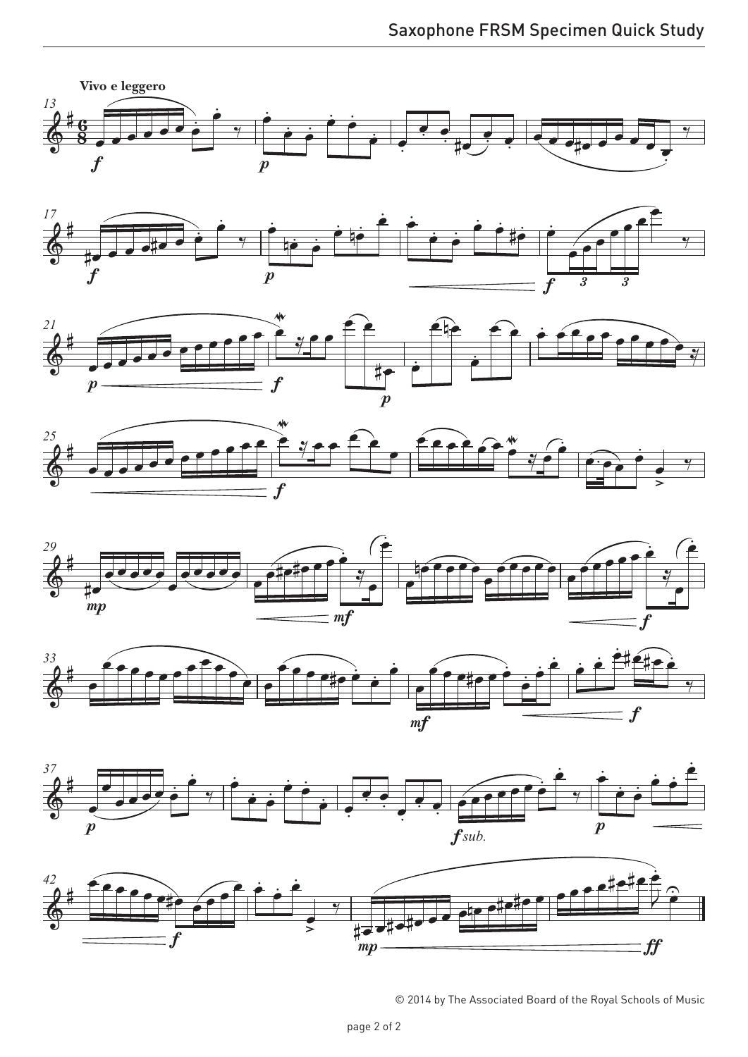Vivo e leggero

© 2014 by The Associated Board of the Royal Schools of Music